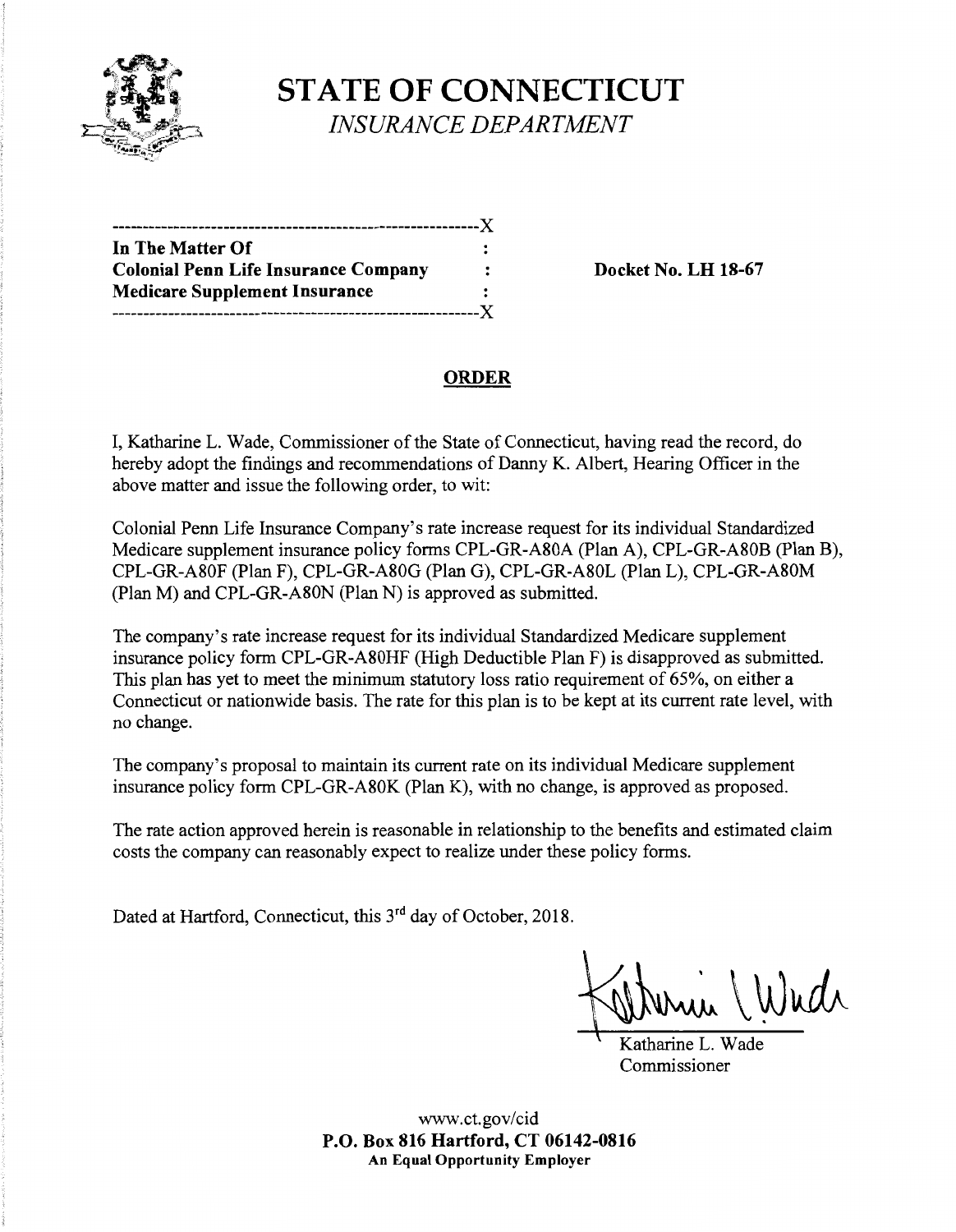# STATE OF CONNECTICUT

*INSURANCE DEPARTMENT*

```
---------------------------------------------------------X
In The Matter Of                                         :
Colonial Penn Life Insurance Company                     :
Medicare Supplement Insurance                            :
---------------------------------------------------------X
```

**In The Matter Of**
**Colonial Penn Life Insurance Company**
**Medicare Supplement Insurance**

**Docket No. LH 18-67**

## ORDER

I, Katharine L. Wade, Commissioner of the State of Connecticut, having read the record, do hereby adopt the findings and recommendations of Danny K. Albert, Hearing Officer in the above matter and issue the following order, to wit:

Colonial Penn Life Insurance Company's rate increase request for its individual Standardized Medicare supplement insurance policy forms CPL-GR-A80A (Plan A), CPL-GR-A80B (Plan B), CPL-GR-A80F (Plan F), CPL-GR-A80G (Plan G), CPL-GR-A80L (Plan L), CPL-GR-A80M (Plan M) and CPL-GR-A80N (Plan N) is approved as submitted.

The company's rate increase request for its individual Standardized Medicare supplement insurance policy form CPL-GR-A80HF (High Deductible Plan F) is disapproved as submitted. This plan has yet to meet the minimum statutory loss ratio requirement of 65%, on either a Connecticut or nationwide basis. The rate for this plan is to be kept at its current rate level, with no change.

The company's proposal to maintain its current rate on its individual Medicare supplement insurance policy form CPL-GR-A80K (Plan K), with no change, is approved as proposed.

The rate action approved herein is reasonable in relationship to the benefits and estimated claim costs the company can reasonably expect to realize under these policy forms.

Dated at Hartford, Connecticut, this 3rd day of October, 2018.

Katharine L. Wade
Commissioner

www.ct.gov/cid
**P.O. Box 816 Hartford, CT 06142-0816**
**An Equal Opportunity Employer**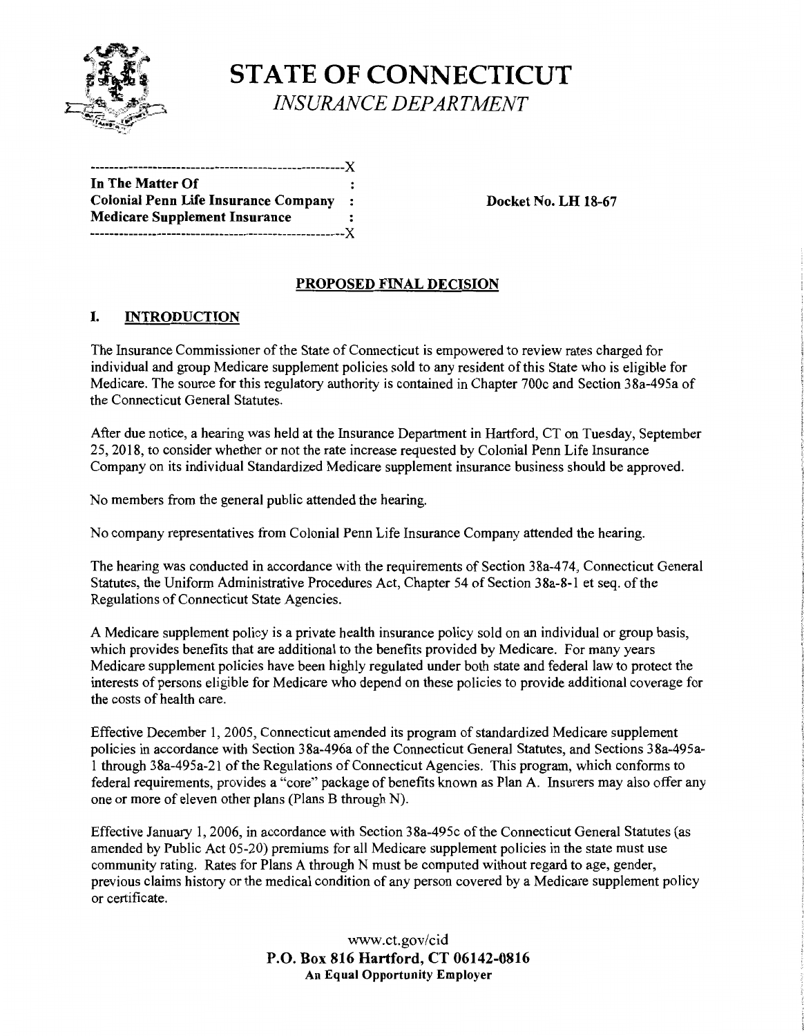# STATE OF CONNECTICUT

*INSURANCE DEPARTMENT*

```
-----------------------------------------------------X
In The Matter Of                                     :
Colonial Penn Life Insurance Company                 :
Medicare Supplement Insurance                        :
-----------------------------------------------------X
```

**In The Matter Of**
**Colonial Penn Life Insurance Company**
**Medicare Supplement Insurance**

**Docket No. LH 18-67**

## PROPOSED FINAL DECISION

## I. INTRODUCTION

The Insurance Commissioner of the State of Connecticut is empowered to review rates charged for individual and group Medicare supplement policies sold to any resident of this State who is eligible for Medicare. The source for this regulatory authority is contained in Chapter 700c and Section 38a-495a of the Connecticut General Statutes.

After due notice, a hearing was held at the Insurance Department in Hartford, CT on Tuesday, September 25, 2018, to consider whether or not the rate increase requested by Colonial Penn Life Insurance Company on its individual Standardized Medicare supplement insurance business should be approved.

No members from the general public attended the hearing.

No company representatives from Colonial Penn Life Insurance Company attended the hearing.

The hearing was conducted in accordance with the requirements of Section 38a-474, Connecticut General Statutes, the Uniform Administrative Procedures Act, Chapter 54 of Section 38a-8-1 et seq. of the Regulations of Connecticut State Agencies.

A Medicare supplement policy is a private health insurance policy sold on an individual or group basis, which provides benefits that are additional to the benefits provided by Medicare. For many years Medicare supplement policies have been highly regulated under both state and federal law to protect the interests of persons eligible for Medicare who depend on these policies to provide additional coverage for the costs of health care.

Effective December 1, 2005, Connecticut amended its program of standardized Medicare supplement policies in accordance with Section 38a-496a of the Connecticut General Statutes, and Sections 38a-495a-1 through 38a-495a-21 of the Regulations of Connecticut Agencies. This program, which conforms to federal requirements, provides a "core" package of benefits known as Plan A. Insurers may also offer any one or more of eleven other plans (Plans B through N).

Effective January 1, 2006, in accordance with Section 38a-495c of the Connecticut General Statutes (as amended by Public Act 05-20) premiums for all Medicare supplement policies in the state must use community rating. Rates for Plans A through N must be computed without regard to age, gender, previous claims history or the medical condition of any person covered by a Medicare supplement policy or certificate.

www.ct.gov/cid
**P.O. Box 816 Hartford, CT 06142-0816**
**An Equal Opportunity Employer**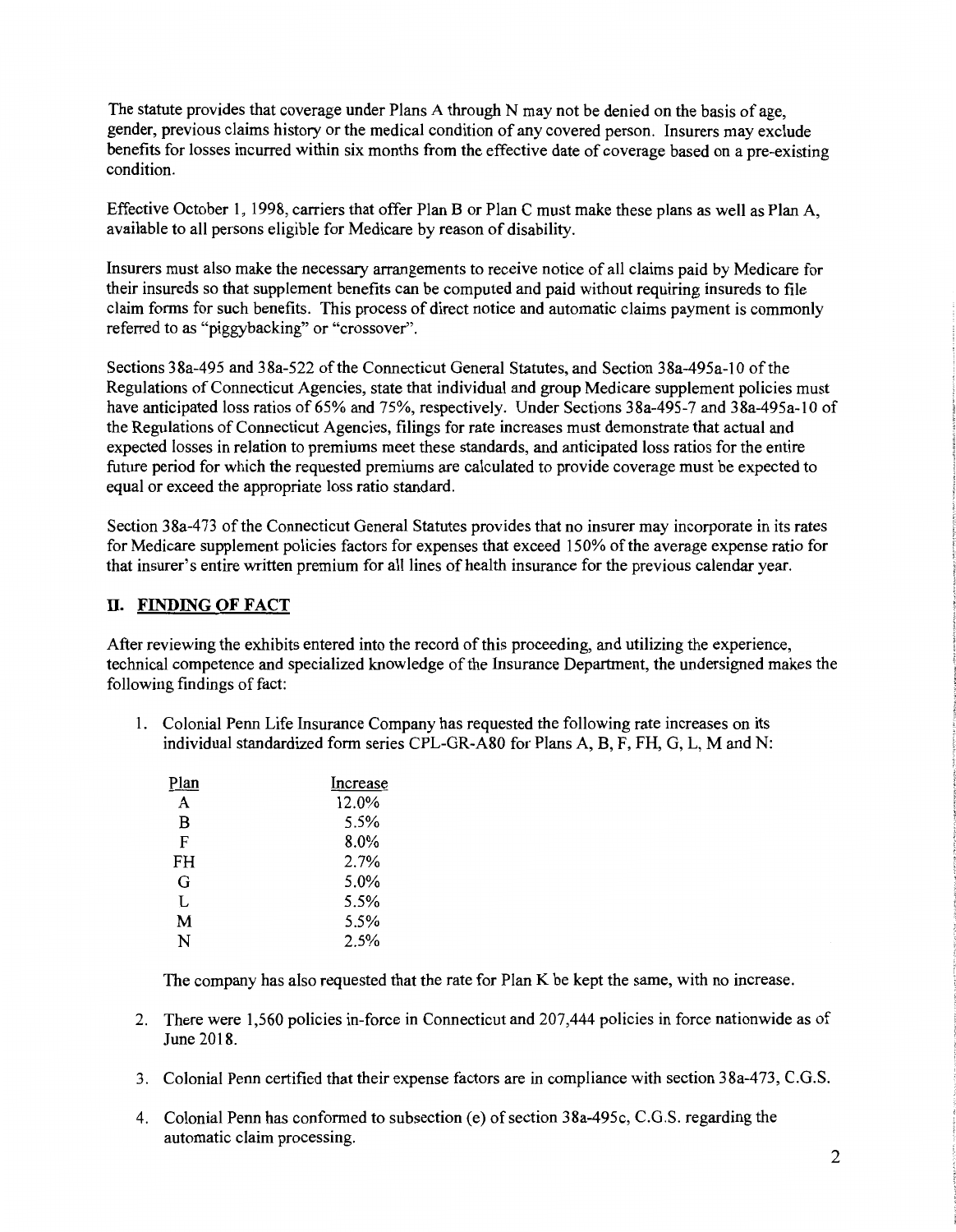The statute provides that coverage under Plans A through N may not be denied on the basis of age, gender, previous claims history or the medical condition of any covered person. Insurers may exclude benefits for losses incurred within six months from the effective date of coverage based on a pre-existing condition.

Effective October 1, 1998, carriers that offer Plan B or Plan C must make these plans as well as Plan A, available to all persons eligible for Medicare by reason of disability.

Insurers must also make the necessary arrangements to receive notice of all claims paid by Medicare for their insureds so that supplement benefits can be computed and paid without requiring insureds to file claim forms for such benefits. This process of direct notice and automatic claims payment is commonly referred to as "piggybacking" or "crossover".

Sections 38a-495 and 38a-522 of the Connecticut General Statutes, and Section 38a-495a-10 of the Regulations of Connecticut Agencies, state that individual and group Medicare supplement policies must have anticipated loss ratios of 65% and 75%, respectively. Under Sections 38a-495-7 and 38a-495a-10 of the Regulations of Connecticut Agencies, filings for rate increases must demonstrate that actual and expected losses in relation to premiums meet these standards, and anticipated loss ratios for the entire future period for which the requested premiums are calculated to provide coverage must be expected to equal or exceed the appropriate loss ratio standard.

Section 38a-473 of the Connecticut General Statutes provides that no insurer may incorporate in its rates for Medicare supplement policies factors for expenses that exceed 150% of the average expense ratio for that insurer's entire written premium for all lines of health insurance for the previous calendar year.

## II. FINDING OF FACT

After reviewing the exhibits entered into the record of this proceeding, and utilizing the experience, technical competence and specialized knowledge of the Insurance Department, the undersigned makes the following findings of fact:

1. Colonial Penn Life Insurance Company has requested the following rate increases on its individual standardized form series CPL-GR-A80 for Plans A, B, F, FH, G, L, M and N:

   | Plan | Increase |
   |---|---|
   | A | 12.0% |
   | B | 5.5% |
   | F | 8.0% |
   | FH | 2.7% |
   | G | 5.0% |
   | L | 5.5% |
   | M | 5.5% |
   | N | 2.5% |

   The company has also requested that the rate for Plan K be kept the same, with no increase.

2. There were 1,560 policies in-force in Connecticut and 207,444 policies in force nationwide as of June 2018.

3. Colonial Penn certified that their expense factors are in compliance with section 38a-473, C.G.S.

4. Colonial Penn has conformed to subsection (e) of section 38a-495c, C.G.S. regarding the automatic claim processing.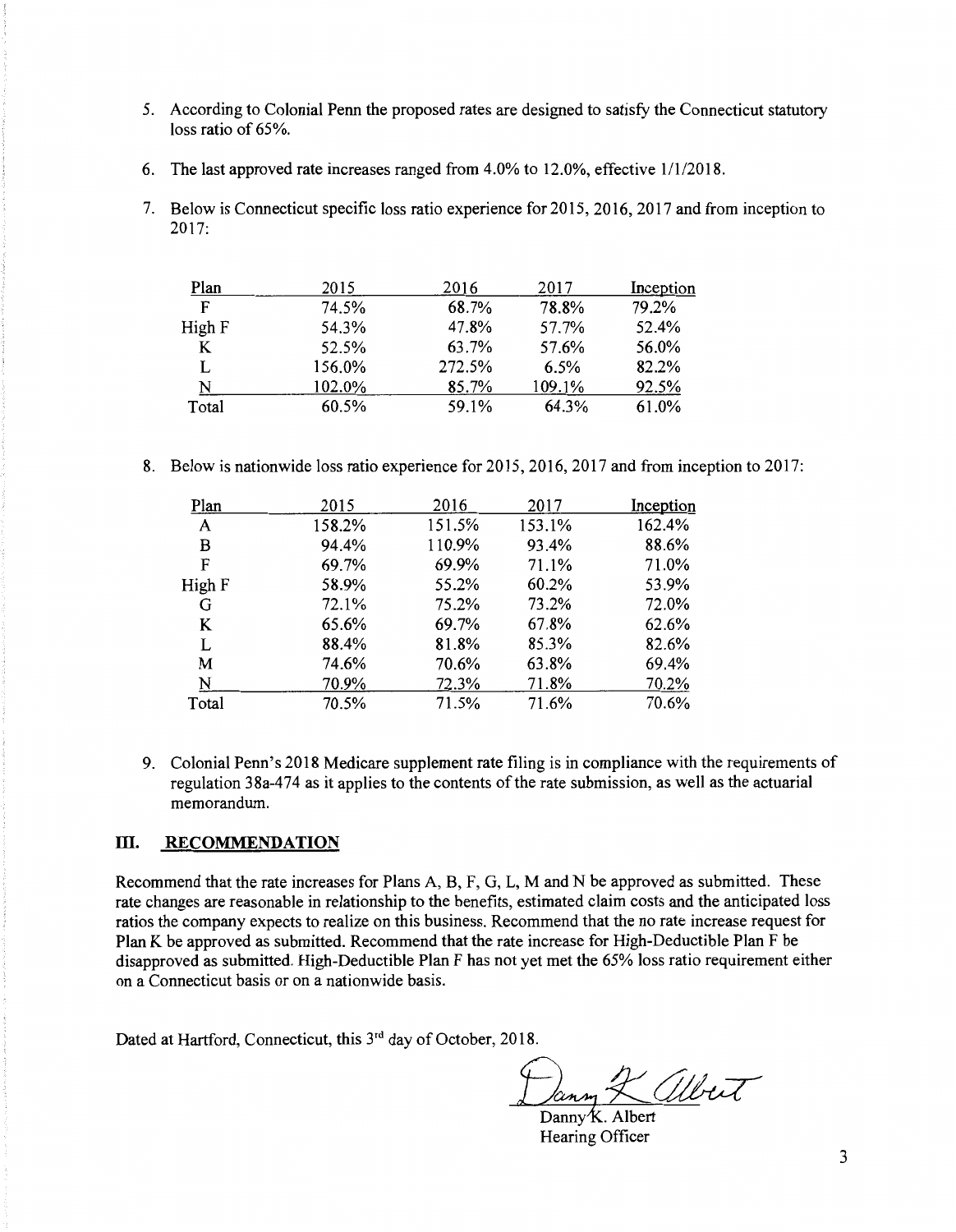5. According to Colonial Penn the proposed rates are designed to satisfy the Connecticut statutory loss ratio of 65%.

6. The last approved rate increases ranged from 4.0% to 12.0%, effective 1/1/2018.

7. Below is Connecticut specific loss ratio experience for 2015, 2016, 2017 and from inception to 2017:

| Plan | 2015 | 2016 | 2017 | Inception |
|---|---|---|---|---|
| F | 74.5% | 68.7% | 78.8% | 79.2% |
| High F | 54.3% | 47.8% | 57.7% | 52.4% |
| K | 52.5% | 63.7% | 57.6% | 56.0% |
| L | 156.0% | 272.5% | 6.5% | 82.2% |
| N | 102.0% | 85.7% | 109.1% | 92.5% |
| Total | 60.5% | 59.1% | 64.3% | 61.0% |

8. Below is nationwide loss ratio experience for 2015, 2016, 2017 and from inception to 2017:

| Plan | 2015 | 2016 | 2017 | Inception |
|---|---|---|---|---|
| A | 158.2% | 151.5% | 153.1% | 162.4% |
| B | 94.4% | 110.9% | 93.4% | 88.6% |
| F | 69.7% | 69.9% | 71.1% | 71.0% |
| High F | 58.9% | 55.2% | 60.2% | 53.9% |
| G | 72.1% | 75.2% | 73.2% | 72.0% |
| K | 65.6% | 69.7% | 67.8% | 62.6% |
| L | 88.4% | 81.8% | 85.3% | 82.6% |
| M | 74.6% | 70.6% | 63.8% | 69.4% |
| N | 70.9% | 72.3% | 71.8% | 70.2% |
| Total | 70.5% | 71.5% | 71.6% | 70.6% |

9. Colonial Penn's 2018 Medicare supplement rate filing is in compliance with the requirements of regulation 38a-474 as it applies to the contents of the rate submission, as well as the actuarial memorandum.

## III. RECOMMENDATION

Recommend that the rate increases for Plans A, B, F, G, L, M and N be approved as submitted. These rate changes are reasonable in relationship to the benefits, estimated claim costs and the anticipated loss ratios the company expects to realize on this business. Recommend that the no rate increase request for Plan K be approved as submitted. Recommend that the rate increase for High-Deductible Plan F be disapproved as submitted. High-Deductible Plan F has not yet met the 65% loss ratio requirement either on a Connecticut basis or on a nationwide basis.

Dated at Hartford, Connecticut, this 3rd day of October, 2018.

Danny K. Albert
Hearing Officer